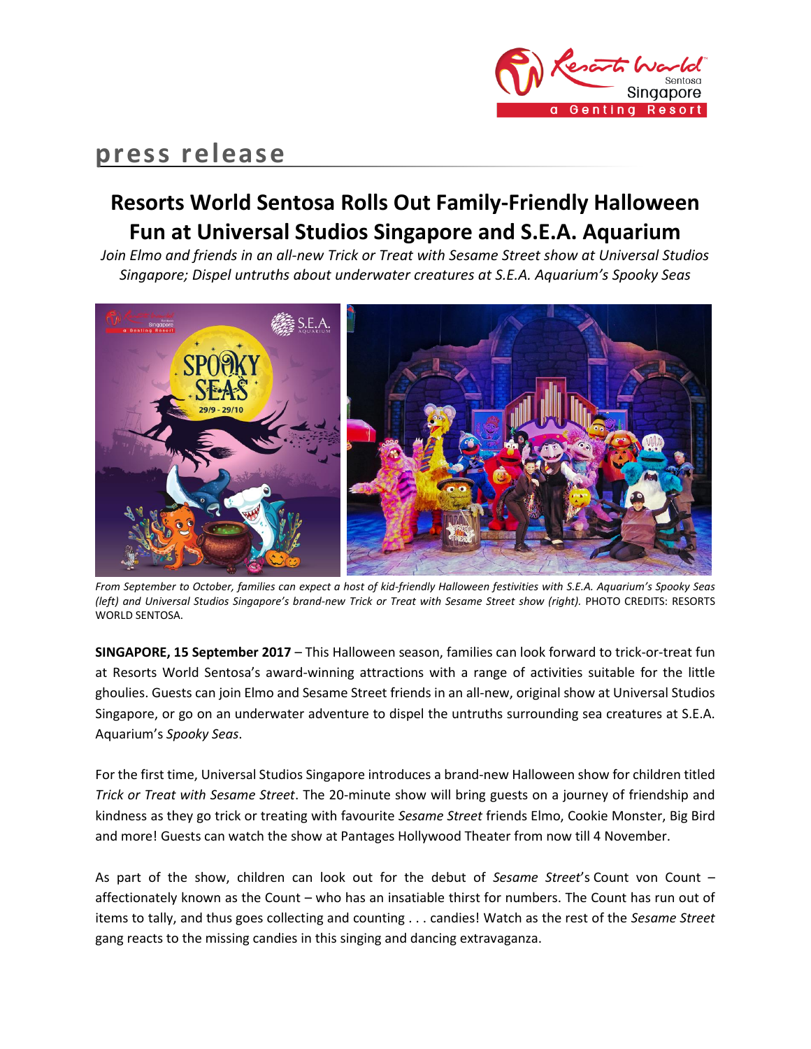# press release

## Resorts World Sentosa Rolls Out Family-Friendly Halloween Fun at Universal Studios Singapore and S.E.A. Aquarium

*Join Elmo and friends in an all-new Trick or Treat with Sesame Street show at Universal Studios Singapore; Dispel untruths about underwater creatures at S.E.A. Aquarium's Spooky Seas*

*From September to October, families can expect a host of kid-friendly Halloween festivities with S.E.A. Aquarium's Spooky Seas (left) and Universal Studios Singapore's brand-new Trick or Treat with Sesame Street show (right).* PHOTO CREDITS: RESORTS WORLD SENTOSA.

**SINGAPORE, 15 September 2017** – This Halloween season, families can look forward to trick-or-treat fun at Resorts World Sentosa's award-winning attractions with a range of activities suitable for the little ghoulies. Guests can join Elmo and Sesame Street friends in an all-new, original show at Universal Studios Singapore, or go on an underwater adventure to dispel the untruths surrounding sea creatures at S.E.A. Aquarium's *Spooky Seas*.

For the first time, Universal Studios Singapore introduces a brand-new Halloween show for children titled *Trick or Treat with Sesame Street*. The 20-minute show will bring guests on a journey of friendship and kindness as they go trick or treating with favourite *Sesame Street* friends Elmo, Cookie Monster, Big Bird and more! Guests can watch the show at Pantages Hollywood Theater from now till 4 November.

As part of the show, children can look out for the debut of *Sesame Street*'s Count von Count – affectionately known as the Count – who has an insatiable thirst for numbers. The Count has run out of items to tally, and thus goes collecting and counting . . . candies! Watch as the rest of the *Sesame Street* gang reacts to the missing candies in this singing and dancing extravaganza.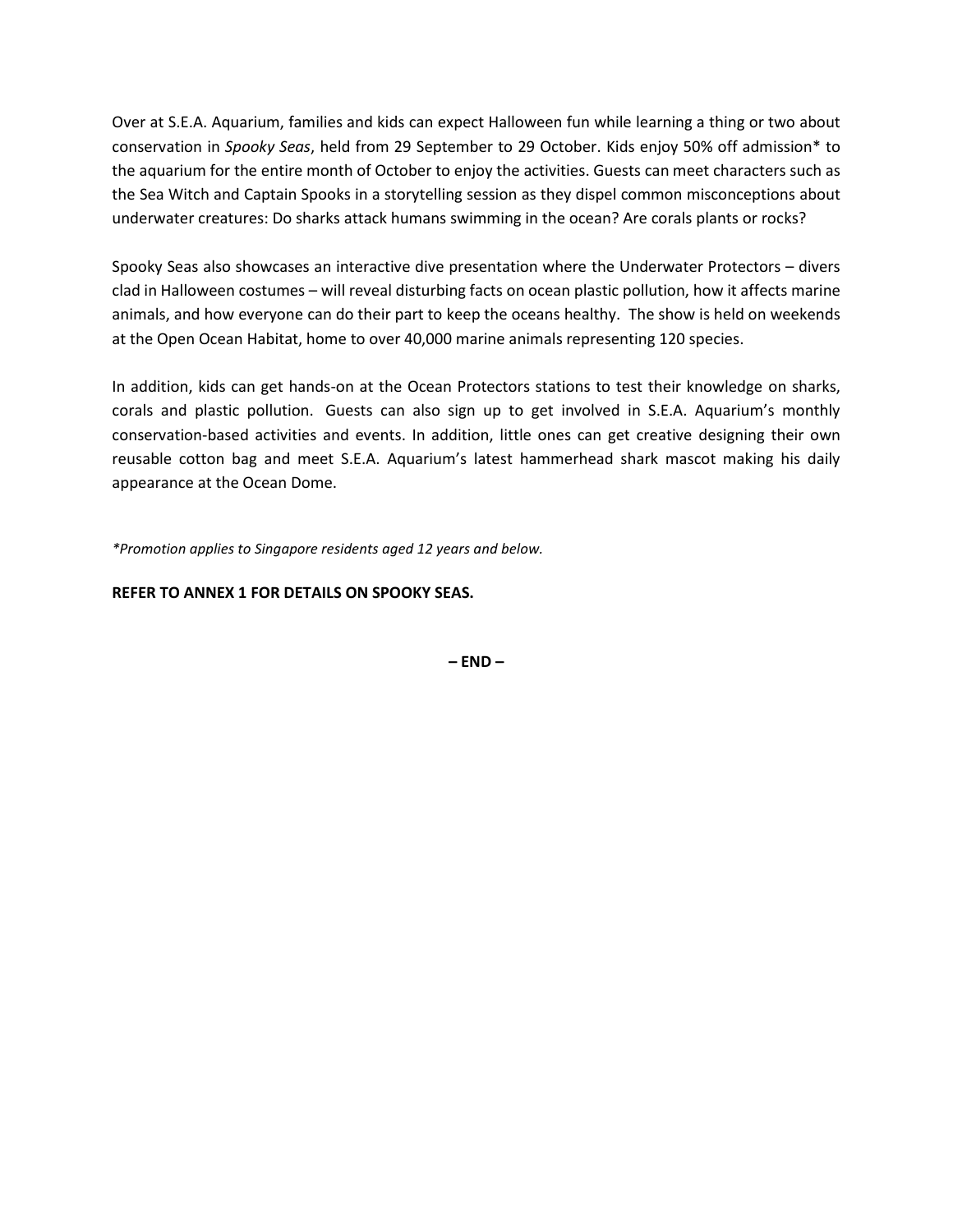Over at S.E.A. Aquarium, families and kids can expect Halloween fun while learning a thing or two about conservation in *Spooky Seas*, held from 29 September to 29 October. Kids enjoy 50% off admission* to the aquarium for the entire month of October to enjoy the activities. Guests can meet characters such as the Sea Witch and Captain Spooks in a storytelling session as they dispel common misconceptions about underwater creatures: Do sharks attack humans swimming in the ocean? Are corals plants or rocks?

Spooky Seas also showcases an interactive dive presentation where the Underwater Protectors – divers clad in Halloween costumes – will reveal disturbing facts on ocean plastic pollution, how it affects marine animals, and how everyone can do their part to keep the oceans healthy. The show is held on weekends at the Open Ocean Habitat, home to over 40,000 marine animals representing 120 species.

In addition, kids can get hands-on at the Ocean Protectors stations to test their knowledge on sharks, corals and plastic pollution. Guests can also sign up to get involved in S.E.A. Aquarium's monthly conservation-based activities and events. In addition, little ones can get creative designing their own reusable cotton bag and meet S.E.A. Aquarium's latest hammerhead shark mascot making his daily appearance at the Ocean Dome.

**REFER TO ANNEX 1 FOR DETAILS ON SPOOKY SEAS.**

*\*Promotion applies to Singapore residents aged 12 years and below.*

**– END –**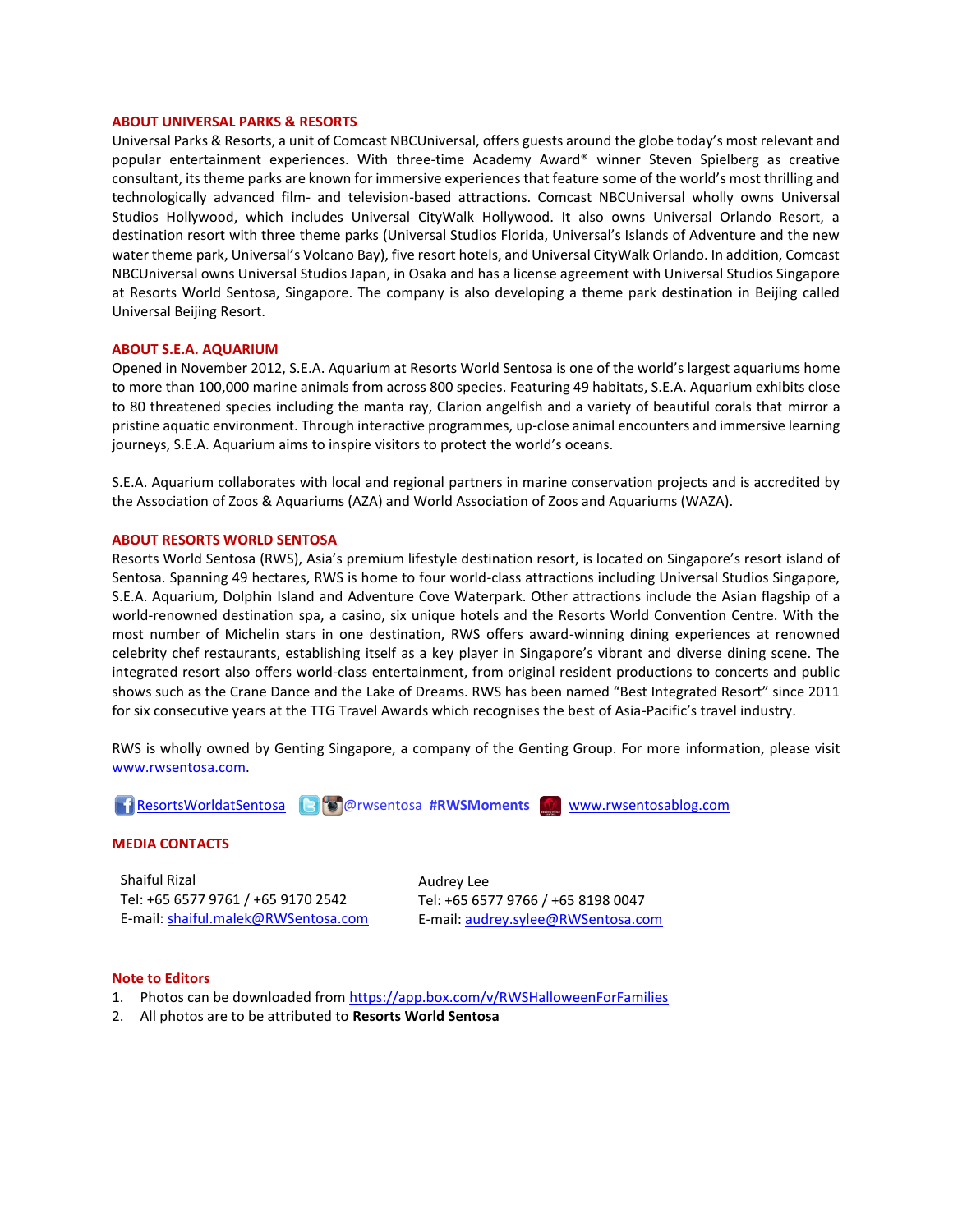## ABOUT UNIVERSAL PARKS & RESORTS

Universal Parks & Resorts, a unit of Comcast NBCUniversal, offers guests around the globe today's most relevant and popular entertainment experiences. With three-time Academy Award® winner Steven Spielberg as creative consultant, its theme parks are known for immersive experiences that feature some of the world's most thrilling and technologically advanced film- and television-based attractions. Comcast NBCUniversal wholly owns Universal Studios Hollywood, which includes Universal CityWalk Hollywood. It also owns Universal Orlando Resort, a destination resort with three theme parks (Universal Studios Florida, Universal's Islands of Adventure and the new water theme park, Universal's Volcano Bay), five resort hotels, and Universal CityWalk Orlando. In addition, Comcast NBCUniversal owns Universal Studios Japan, in Osaka and has a license agreement with Universal Studios Singapore at Resorts World Sentosa, Singapore. The company is also developing a theme park destination in Beijing called Universal Beijing Resort.

## ABOUT S.E.A. AQUARIUM

Opened in November 2012, S.E.A. Aquarium at Resorts World Sentosa is one of the world's largest aquariums home to more than 100,000 marine animals from across 800 species. Featuring 49 habitats, S.E.A. Aquarium exhibits close to 80 threatened species including the manta ray, Clarion angelfish and a variety of beautiful corals that mirror a pristine aquatic environment. Through interactive programmes, up-close animal encounters and immersive learning journeys, S.E.A. Aquarium aims to inspire visitors to protect the world's oceans.

S.E.A. Aquarium collaborates with local and regional partners in marine conservation projects and is accredited by the Association of Zoos & Aquariums (AZA) and World Association of Zoos and Aquariums (WAZA).

## ABOUT RESORTS WORLD SENTOSA

Resorts World Sentosa (RWS), Asia's premium lifestyle destination resort, is located on Singapore's resort island of Sentosa. Spanning 49 hectares, RWS is home to four world-class attractions including Universal Studios Singapore, S.E.A. Aquarium, Dolphin Island and Adventure Cove Waterpark. Other attractions include the Asian flagship of a world-renowned destination spa, a casino, six unique hotels and the Resorts World Convention Centre. With the most number of Michelin stars in one destination, RWS offers award-winning dining experiences at renowned celebrity chef restaurants, establishing itself as a key player in Singapore's vibrant and diverse dining scene. The integrated resort also offers world-class entertainment, from original resident productions to concerts and public shows such as the Crane Dance and the Lake of Dreams. RWS has been named "Best Integrated Resort" since 2011 for six consecutive years at the TTG Travel Awards which recognises the best of Asia-Pacific's travel industry.

RWS is wholly owned by Genting Singapore, a company of the Genting Group. For more information, please visit www.rwsentosa.com.

ResortsWorldatSentosa @rwsentosa **#RWSMoments** www.rwsentosablog.com

## MEDIA CONTACTS

| Shaiful Rizal | Audrey Lee |
|---|---|
| Tel: +65 6577 9761 / +65 9170 2542 | Tel: +65 6577 9766 / +65 8198 0047 |
| E-mail: shaiful.malek@RWSentosa.com | E-mail: audrey.sylee@RWSentosa.com |

## Note to Editors

1. Photos can be downloaded from https://app.box.com/v/RWSHalloweenForFamilies
2. All photos are to be attributed to **Resorts World Sentosa**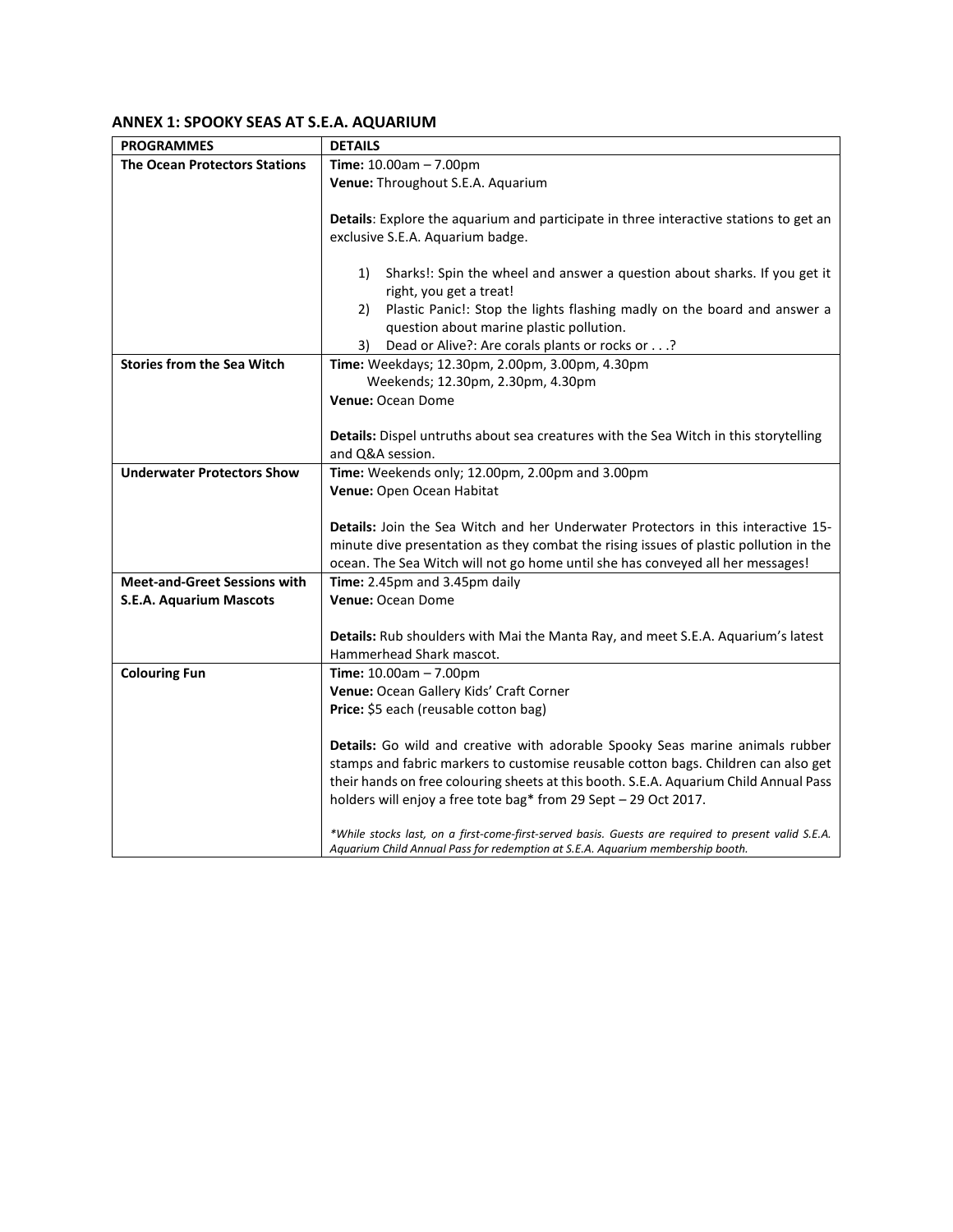### ANNEX 1: SPOOKY SEAS AT S.E.A. AQUARIUM

| PROGRAMMES | DETAILS |
|---|---|
| **The Ocean Protectors Stations** | **Time:** 10.00am – 7.00pm<br>**Venue:** Throughout S.E.A. Aquarium<br><br>**Details**: Explore the aquarium and participate in three interactive stations to get an exclusive S.E.A. Aquarium badge.<br><br>1) Sharks!: Spin the wheel and answer a question about sharks. If you get it right, you get a treat!<br>2) Plastic Panic!: Stop the lights flashing madly on the board and answer a question about marine plastic pollution.<br>3) Dead or Alive?: Are corals plants or rocks or . . .? |
| **Stories from the Sea Witch** | **Time:** Weekdays; 12.30pm, 2.00pm, 3.00pm, 4.30pm<br>Weekends; 12.30pm, 2.30pm, 4.30pm<br>**Venue:** Ocean Dome<br><br>**Details:** Dispel untruths about sea creatures with the Sea Witch in this storytelling and Q&A session. |
| **Underwater Protectors Show** | **Time:** Weekends only; 12.00pm, 2.00pm and 3.00pm<br>**Venue:** Open Ocean Habitat<br><br>**Details:** Join the Sea Witch and her Underwater Protectors in this interactive 15-minute dive presentation as they combat the rising issues of plastic pollution in the ocean. The Sea Witch will not go home until she has conveyed all her messages! |
| **Meet-and-Greet Sessions with S.E.A. Aquarium Mascots** | **Time:** 2.45pm and 3.45pm daily<br>**Venue:** Ocean Dome<br><br>**Details:** Rub shoulders with Mai the Manta Ray, and meet S.E.A. Aquarium's latest Hammerhead Shark mascot. |
| **Colouring Fun** | **Time:** 10.00am – 7.00pm<br>**Venue:** Ocean Gallery Kids' Craft Corner<br>**Price:** $5 each (reusable cotton bag)<br><br>**Details:** Go wild and creative with adorable Spooky Seas marine animals rubber stamps and fabric markers to customise reusable cotton bags. Children can also get their hands on free colouring sheets at this booth. S.E.A. Aquarium Child Annual Pass holders will enjoy a free tote bag* from 29 Sept – 29 Oct 2017.<br><br>*\*While stocks last, on a first-come-first-served basis. Guests are required to present valid S.E.A. Aquarium Child Annual Pass for redemption at S.E.A. Aquarium membership booth.* |